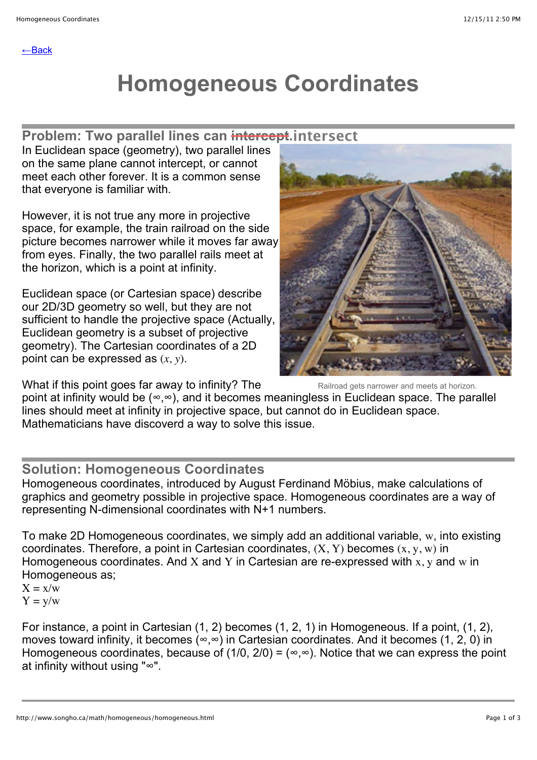←Back

# Homogeneous Coordinates

## Problem: Two parallel lines can ~~intercept~~.intersect

In Euclidean space (geometry), two parallel lines on the same plane cannot intercept, or cannot meet each other forever. It is a common sense that everyone is familiar with.

However, it is not true any more in projective space, for example, the train railroad on the side picture becomes narrower while it moves far away from eyes. Finally, the two parallel rails meet at the horizon, which is a point at infinity.

Euclidean space (or Cartesian space) describe our 2D/3D geometry so well, but they are not sufficient to handle the projective space (Actually, Euclidean geometry is a subset of projective geometry). The Cartesian coordinates of a 2D point can be expressed as $(x, y)$.

Railroad gets narrower and meets at horizon.

What if this point goes far away to infinity? The point at infinity would be $(\infty,\infty)$, and it becomes meaningless in Euclidean space. The parallel lines should meet at infinity in projective space, but cannot do in Euclidean space. Mathematicians have discoverd a way to solve this issue.

## Solution: Homogeneous Coordinates

Homogeneous coordinates, introduced by August Ferdinand Möbius, make calculations of graphics and geometry possible in projective space. Homogeneous coordinates are a way of representing N-dimensional coordinates with N+1 numbers.

To make 2D Homogeneous coordinates, we simply add an additional variable, $w$, into existing coordinates. Therefore, a point in Cartesian coordinates, $(X, Y)$ becomes $(x, y, w)$ in Homogeneous coordinates. And $X$ and $Y$ in Cartesian are re-expressed with $x$, $y$ and $w$ in Homogeneous as;

$X = x/w$
$Y = y/w$

For instance, a point in Cartesian (1, 2) becomes (1, 2, 1) in Homogeneous. If a point, (1, 2), moves toward infinity, it becomes $(\infty,\infty)$ in Cartesian coordinates. And it becomes (1, 2, 0) in Homogeneous coordinates, because of $(1/0, 2/0) = (\infty,\infty)$. Notice that we can express the point at infinity without using "∞".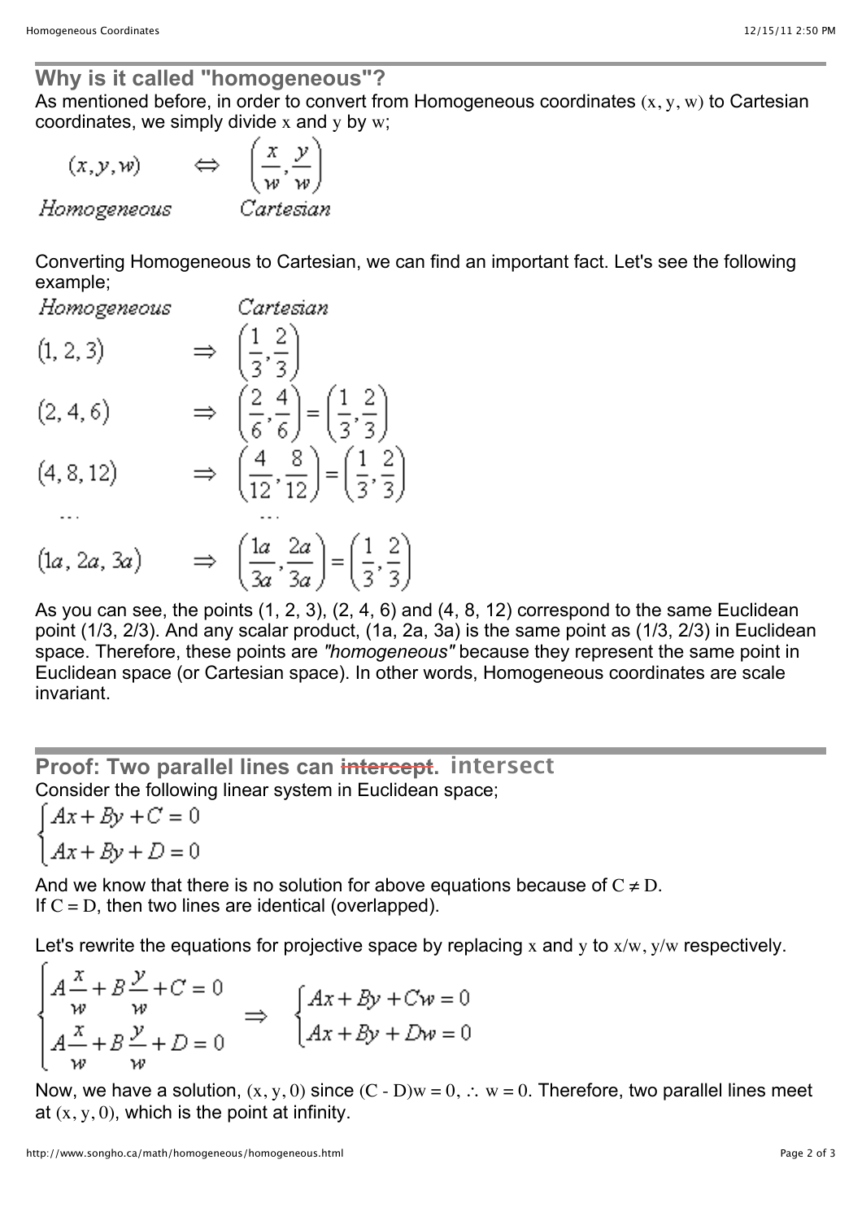## Why is it called "homogeneous"?

As mentioned before, in order to convert from Homogeneous coordinates $(x, y, w)$ to Cartesian coordinates, we simply divide $x$ and $y$ by $w$;

$$\underset{Homogeneous}{(x, y, w)} \quad \Leftrightarrow \quad \underset{Cartesian}{\left(\frac{x}{w}, \frac{y}{w}\right)}$$

Converting Homogeneous to Cartesian, we can find an important fact. Let's see the following example;

$$\begin{array}{lll}
Homogeneous & & Cartesian \\
(1, 2, 3) & \Rightarrow & \left(\frac{1}{3}, \frac{2}{3}\right) \\
(2, 4, 6) & \Rightarrow & \left(\frac{2}{6}, \frac{4}{6}\right) = \left(\frac{1}{3}, \frac{2}{3}\right) \\
(4, 8, 12) & \Rightarrow & \left(\frac{4}{12}, \frac{8}{12}\right) = \left(\frac{1}{3}, \frac{2}{3}\right) \\
\ldots & & \ldots \\
(1a, 2a, 3a) & \Rightarrow & \left(\frac{1a}{3a}, \frac{2a}{3a}\right) = \left(\frac{1}{3}, \frac{2}{3}\right)
\end{array}$$

As you can see, the points (1, 2, 3), (2, 4, 6) and (4, 8, 12) correspond to the same Euclidean point (1/3, 2/3). And any scalar product, (1a, 2a, 3a) is the same point as (1/3, 2/3) in Euclidean space. Therefore, these points are *"homogeneous"* because they represent the same point in Euclidean space (or Cartesian space). In other words, Homogeneous coordinates are scale invariant.

## Proof: Two parallel lines can ~~intercept~~. intersect

Consider the following linear system in Euclidean space;

$$\begin{cases} Ax + By + C = 0 \\ Ax + By + D = 0 \end{cases}$$

And we know that there is no solution for above equations because of $C \neq D$.
If $C = D$, then two lines are identical (overlapped).

Let's rewrite the equations for projective space by replacing $x$ and $y$ to $x/w$, $y/w$ respectively.

$$\begin{cases} A\frac{x}{w} + B\frac{y}{w} + C = 0 \\ A\frac{x}{w} + B\frac{y}{w} + D = 0 \end{cases} \Rightarrow \begin{cases} Ax + By + Cw = 0 \\ Ax + By + Dw = 0 \end{cases}$$

Now, we have a solution, $(x, y, 0)$ since $(C - D)w = 0, \therefore\ w = 0$. Therefore, two parallel lines meet at $(x, y, 0)$, which is the point at infinity.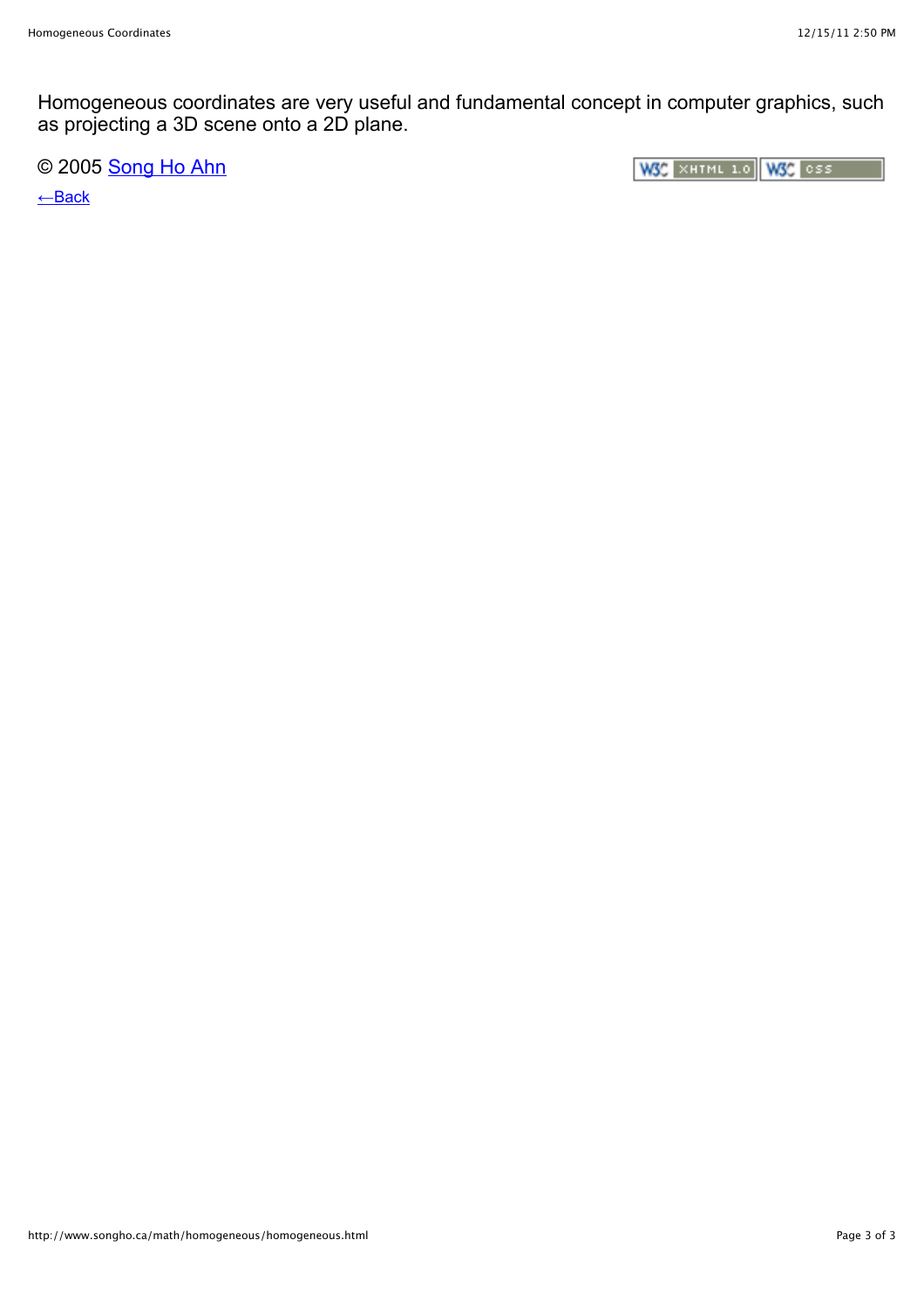Homogeneous coordinates are very useful and fundamental concept in computer graphics, such as projecting a 3D scene onto a 2D plane.

© 2005 Song Ho Ahn

←Back